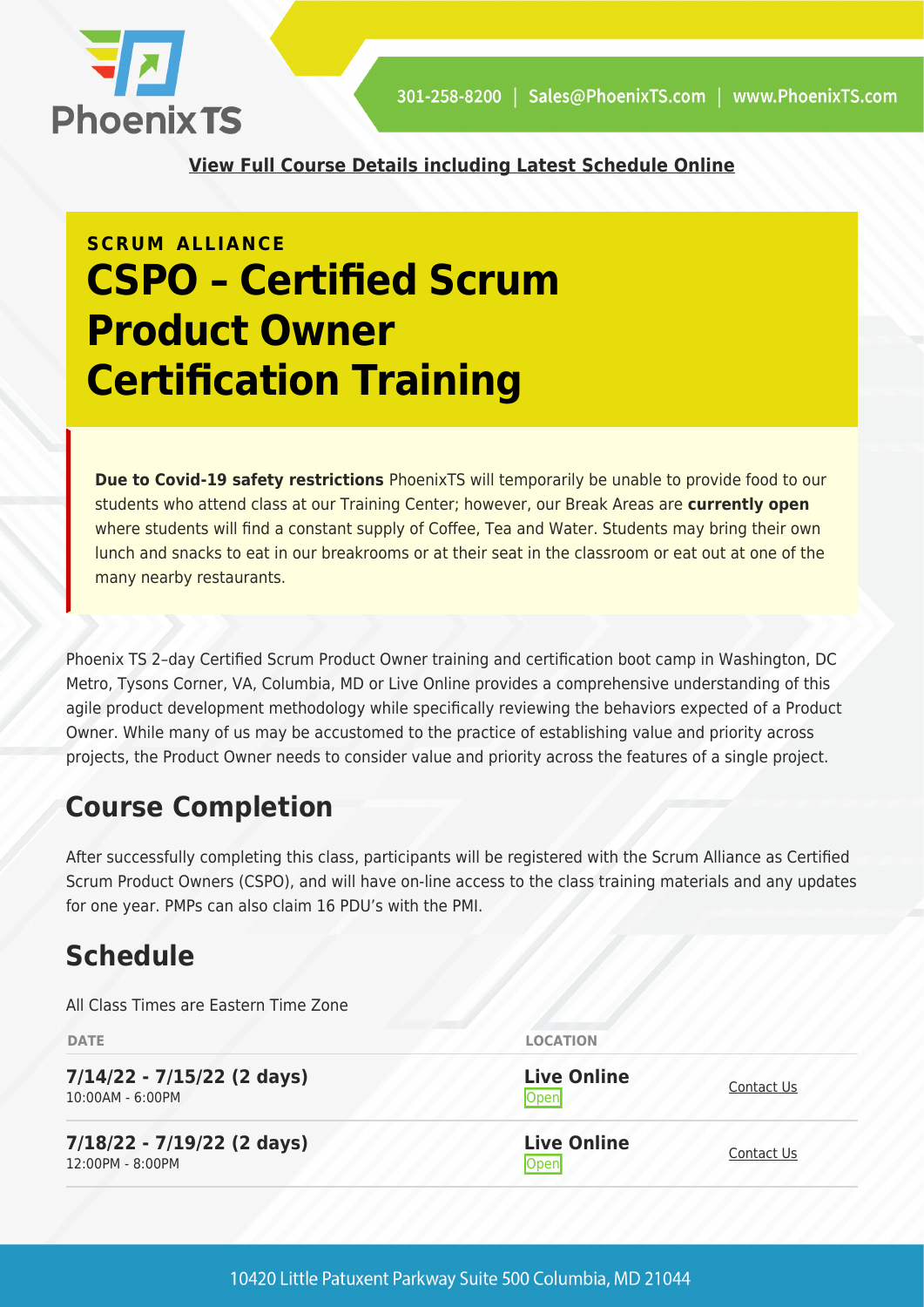**View Full Course Details including Latest Schedule Online**

SCRUM ALLIANCE

# CSPO – Certified Scrum Product Owner Certification Training

**Due to Covid-19 safety restrictions** PhoenixTS will temporarily be unable to provide food to our students who attend class at our Training Center; however, our Break Areas are **currently open** where students will find a constant supply of Coffee, Tea and Water. Students may bring their own lunch and snacks to eat in our breakrooms or at their seat in the classroom or eat out at one of the many nearby restaurants.

Phoenix TS 2–day Certified Scrum Product Owner training and certification boot camp in Washington, DC Metro, Tysons Corner, VA, Columbia, MD or Live Online provides a comprehensive understanding of this agile product development methodology while specifically reviewing the behaviors expected of a Product Owner. While many of us may be accustomed to the practice of establishing value and priority across projects, the Product Owner needs to consider value and priority across the features of a single project.

## Course Completion

After successfully completing this class, participants will be registered with the Scrum Alliance as Certified Scrum Product Owners (CSPO), and will have on-line access to the class training materials and any updates for one year. PMPs can also claim 16 PDU's with the PMI.

## Schedule

All Class Times are Eastern Time Zone

| DATE | LOCATION | |
|---|---|---|
| **7/14/22 - 7/15/22 (2 days)**<br>10:00AM - 6:00PM | **Live Online**<br>Open | Contact Us |
| **7/18/22 - 7/19/22 (2 days)**<br>12:00PM - 8:00PM | **Live Online**<br>Open | Contact Us |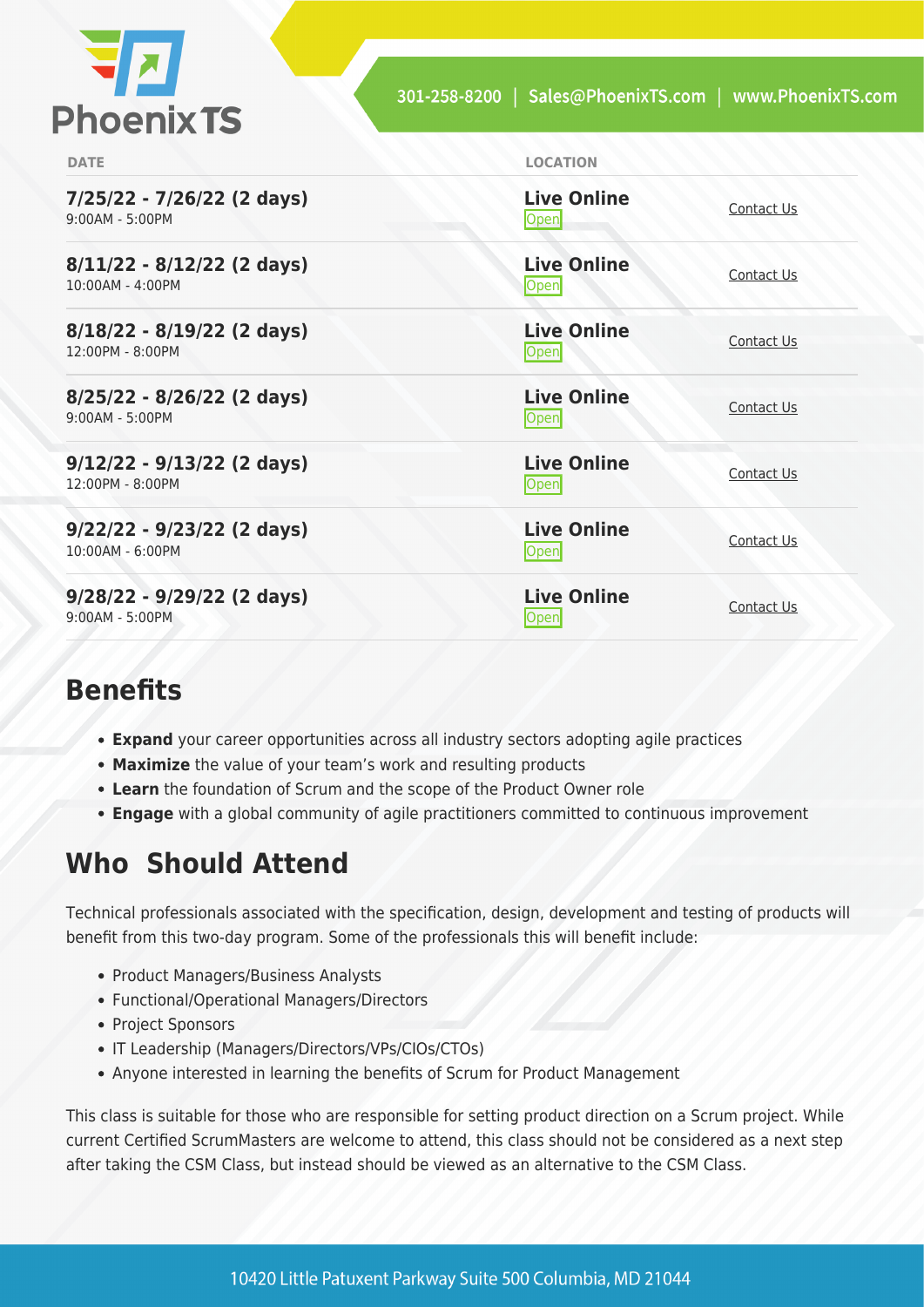| DATE | LOCATION | |
|---|---|---|
| **7/25/22 - 7/26/22 (2 days)**<br>9:00AM - 5:00PM | **Live Online**<br>Open | Contact Us |
| **8/11/22 - 8/12/22 (2 days)**<br>10:00AM - 4:00PM | **Live Online**<br>Open | Contact Us |
| **8/18/22 - 8/19/22 (2 days)**<br>12:00PM - 8:00PM | **Live Online**<br>Open | Contact Us |
| **8/25/22 - 8/26/22 (2 days)**<br>9:00AM - 5:00PM | **Live Online**<br>Open | Contact Us |
| **9/12/22 - 9/13/22 (2 days)**<br>12:00PM - 8:00PM | **Live Online**<br>Open | Contact Us |
| **9/22/22 - 9/23/22 (2 days)**<br>10:00AM - 6:00PM | **Live Online**<br>Open | Contact Us |
| **9/28/22 - 9/29/22 (2 days)**<br>9:00AM - 5:00PM | **Live Online**<br>Open | Contact Us |

## Benefits

- **Expand** your career opportunities across all industry sectors adopting agile practices
- **Maximize** the value of your team's work and resulting products
- **Learn** the foundation of Scrum and the scope of the Product Owner role
- **Engage** with a global community of agile practitioners committed to continuous improvement

## Who Should Attend

Technical professionals associated with the specification, design, development and testing of products will benefit from this two-day program. Some of the professionals this will benefit include:

- Product Managers/Business Analysts
- Functional/Operational Managers/Directors
- Project Sponsors
- IT Leadership (Managers/Directors/VPs/CIOs/CTOs)
- Anyone interested in learning the benefits of Scrum for Product Management

This class is suitable for those who are responsible for setting product direction on a Scrum project. While current Certified ScrumMasters are welcome to attend, this class should not be considered as a next step after taking the CSM Class, but instead should be viewed as an alternative to the CSM Class.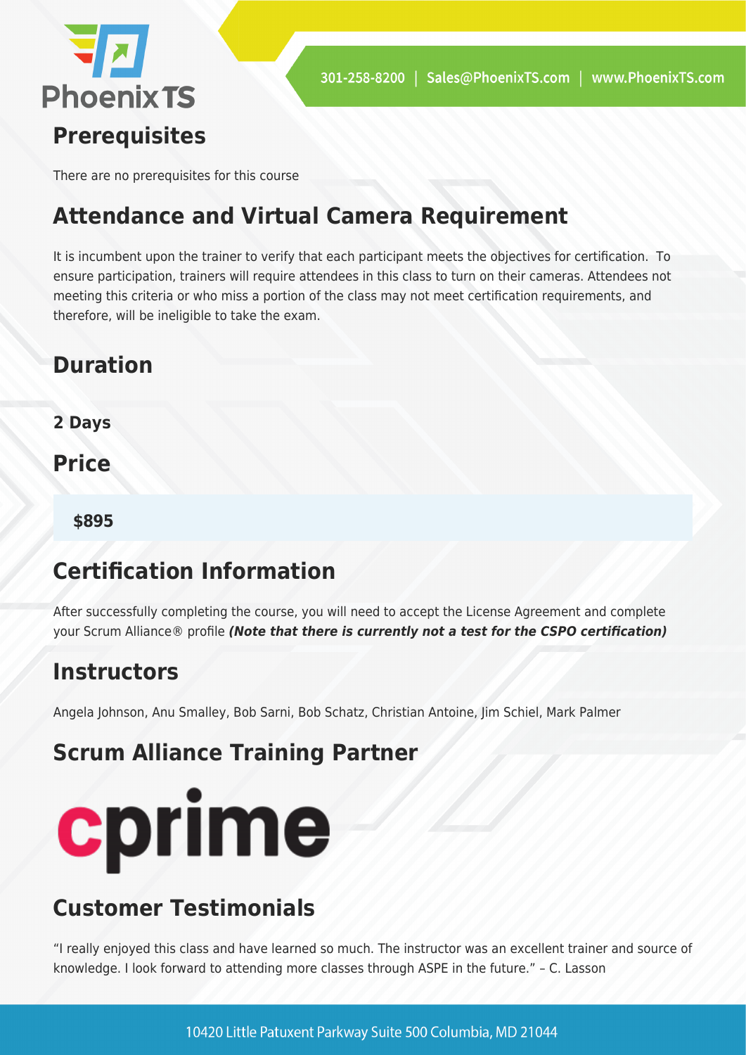## Prerequisites

There are no prerequisites for this course

## Attendance and Virtual Camera Requirement

It is incumbent upon the trainer to verify that each participant meets the objectives for certification.  To ensure participation, trainers will require attendees in this class to turn on their cameras. Attendees not meeting this criteria or who miss a portion of the class may not meet certification requirements, and therefore, will be ineligible to take the exam.

## Duration

### 2 Days

## Price

**$895**

## Certification Information

After successfully completing the course, you will need to accept the License Agreement and complete your Scrum Alliance® profile ***(Note that there is currently not a test for the CSPO certification)***

## Instructors

Angela Johnson, Anu Smalley, Bob Sarni, Bob Schatz, Christian Antoine, Jim Schiel, Mark Palmer

## Scrum Alliance Training Partner

cprime

## Customer Testimonials

"I really enjoyed this class and have learned so much. The instructor was an excellent trainer and source of knowledge. I look forward to attending more classes through ASPE in the future." – C. Lasson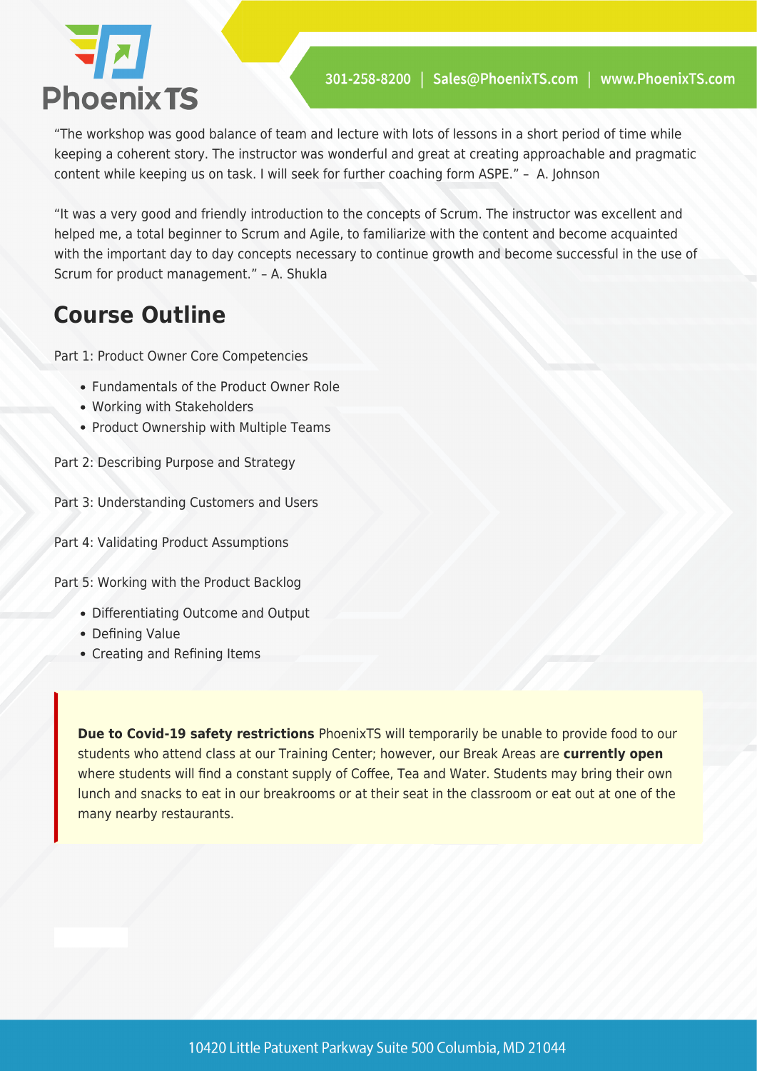"The workshop was good balance of team and lecture with lots of lessons in a short period of time while keeping a coherent story. The instructor was wonderful and great at creating approachable and pragmatic content while keeping us on task. I will seek for further coaching form ASPE." – A. Johnson

"It was a very good and friendly introduction to the concepts of Scrum. The instructor was excellent and helped me, a total beginner to Scrum and Agile, to familiarize with the content and become acquainted with the important day to day concepts necessary to continue growth and become successful in the use of Scrum for product management." – A. Shukla

## Course Outline

Part 1: Product Owner Core Competencies

- Fundamentals of the Product Owner Role
- Working with Stakeholders
- Product Ownership with Multiple Teams

Part 2: Describing Purpose and Strategy

Part 3: Understanding Customers and Users

Part 4: Validating Product Assumptions

Part 5: Working with the Product Backlog

- Differentiating Outcome and Output
- Defining Value
- Creating and Refining Items

> **Due to Covid-19 safety restrictions** PhoenixTS will temporarily be unable to provide food to our students who attend class at our Training Center; however, our Break Areas are **currently open** where students will find a constant supply of Coffee, Tea and Water. Students may bring their own lunch and snacks to eat in our breakrooms or at their seat in the classroom or eat out at one of the many nearby restaurants.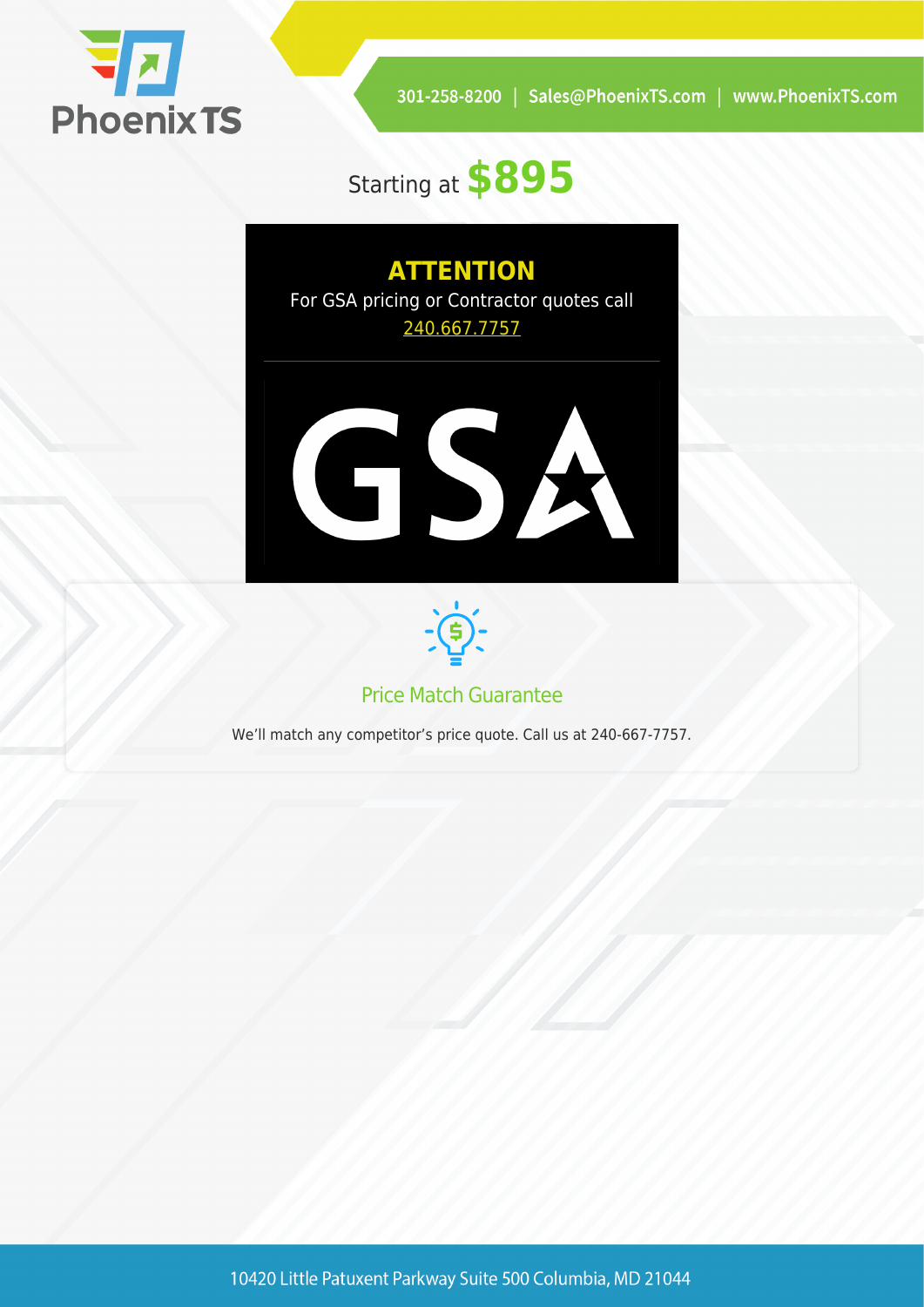301-258-8200 | Sales@PhoenixTS.com | www.PhoenixTS.com

Starting at **$895**

**ATTENTION**

For GSA pricing or Contractor quotes call 240.667.7757

GSA

## Price Match Guarantee

We'll match any competitor's price quote. Call us at 240-667-7757.

10420 Little Patuxent Parkway Suite 500 Columbia, MD 21044